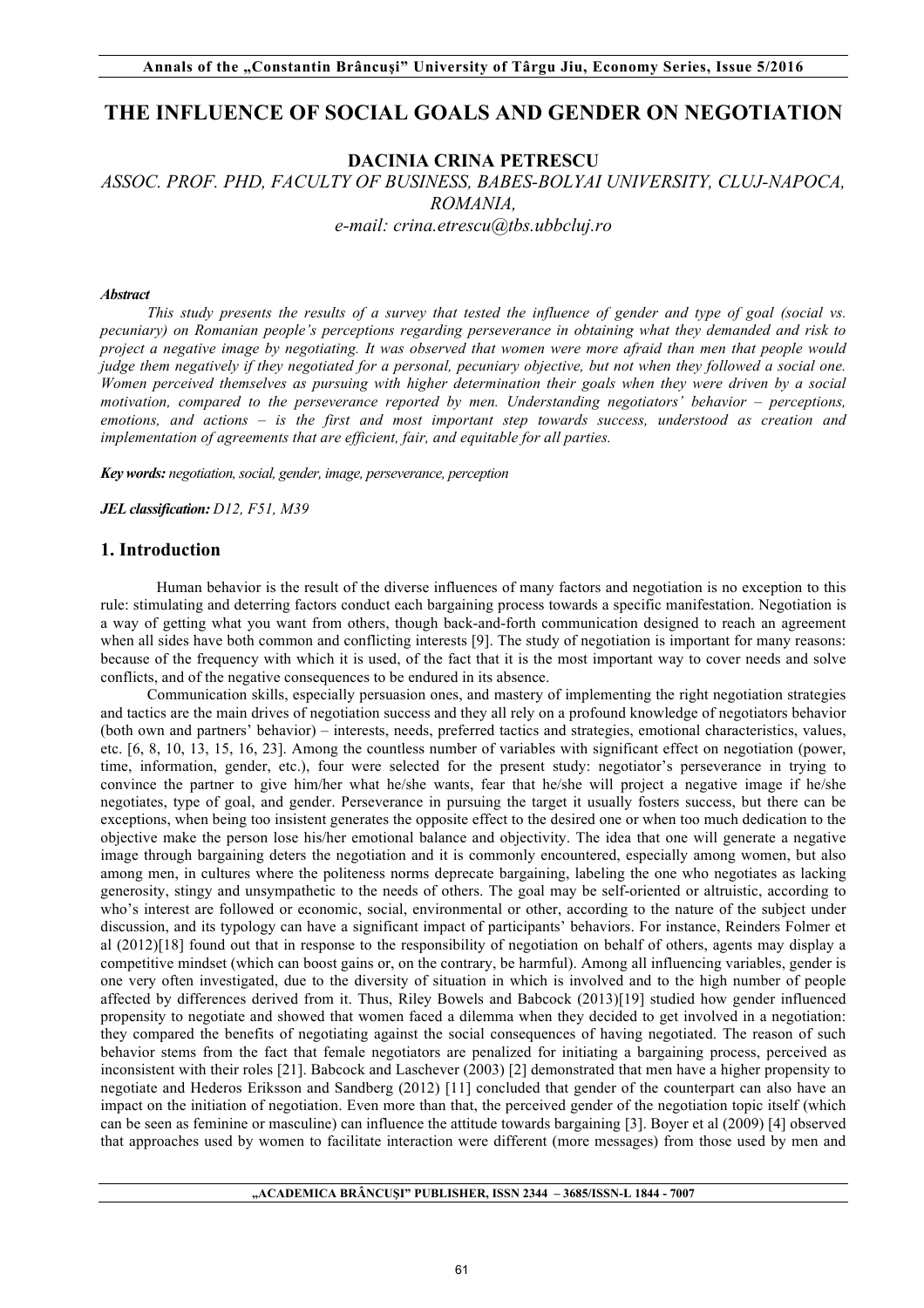# THE INFLUENCE OF SOCIAL GOALS AND GENDER ON NEGOTIATION

**DACINIA CRINA PETRESCU**

*ASSOC. PROF. PHD, FACULTY OF BUSINESS, BABES-BOLYAI UNIVERSITY, CLUJ-NAPOCA, ROMANIA,*
*e-mail: crina.etrescu@tbs.ubbcluj.ro*

***Abstract***

*This study presents the results of a survey that tested the influence of gender and type of goal (social vs. pecuniary) on Romanian people's perceptions regarding perseverance in obtaining what they demanded and risk to project a negative image by negotiating. It was observed that women were more afraid than men that people would judge them negatively if they negotiated for a personal, pecuniary objective, but not when they followed a social one. Women perceived themselves as pursuing with higher determination their goals when they were driven by a social motivation, compared to the perseverance reported by men. Understanding negotiators' behavior – perceptions, emotions, and actions – is the first and most important step towards success, understood as creation and implementation of agreements that are efficient, fair, and equitable for all parties.*

***Key words:*** *negotiation, social, gender, image, perseverance, perception*

***JEL classification:*** *D12, F51, M39*

## 1. Introduction

Human behavior is the result of the diverse influences of many factors and negotiation is no exception to this rule: stimulating and deterring factors conduct each bargaining process towards a specific manifestation. Negotiation is a way of getting what you want from others, though back-and-forth communication designed to reach an agreement when all sides have both common and conflicting interests [9]. The study of negotiation is important for many reasons: because of the frequency with which it is used, of the fact that it is the most important way to cover needs and solve conflicts, and of the negative consequences to be endured in its absence.

Communication skills, especially persuasion ones, and mastery of implementing the right negotiation strategies and tactics are the main drives of negotiation success and they all rely on a profound knowledge of negotiators behavior (both own and partners' behavior) – interests, needs, preferred tactics and strategies, emotional characteristics, values, etc. [6, 8, 10, 13, 15, 16, 23]. Among the countless number of variables with significant effect on negotiation (power, time, information, gender, etc.), four were selected for the present study: negotiator's perseverance in trying to convince the partner to give him/her what he/she wants, fear that he/she will project a negative image if he/she negotiates, type of goal, and gender. Perseverance in pursuing the target it usually fosters success, but there can be exceptions, when being too insistent generates the opposite effect to the desired one or when too much dedication to the objective make the person lose his/her emotional balance and objectivity. The idea that one will generate a negative image through bargaining deters the negotiation and it is commonly encountered, especially among women, but also among men, in cultures where the politeness norms deprecate bargaining, labeling the one who negotiates as lacking generosity, stingy and unsympathetic to the needs of others. The goal may be self-oriented or altruistic, according to who's interest are followed or economic, social, environmental or other, according to the nature of the subject under discussion, and its typology can have a significant impact of participants' behaviors. For instance, Reinders Folmer et al (2012)[18] found out that in response to the responsibility of negotiation on behalf of others, agents may display a competitive mindset (which can boost gains or, on the contrary, be harmful). Among all influencing variables, gender is one very often investigated, due to the diversity of situation in which is involved and to the high number of people affected by differences derived from it. Thus, Riley Bowels and Babcock (2013)[19] studied how gender influenced propensity to negotiate and showed that women faced a dilemma when they decided to get involved in a negotiation: they compared the benefits of negotiating against the social consequences of having negotiated. The reason of such behavior stems from the fact that female negotiators are penalized for initiating a bargaining process, perceived as inconsistent with their roles [21]. Babcock and Laschever (2003) [2] demonstrated that men have a higher propensity to negotiate and Hederos Eriksson and Sandberg (2012) [11] concluded that gender of the counterpart can also have an impact on the initiation of negotiation. Even more than that, the perceived gender of the negotiation topic itself (which can be seen as feminine or masculine) can influence the attitude towards bargaining [3]. Boyer et al (2009) [4] observed that approaches used by women to facilitate interaction were different (more messages) from those used by men and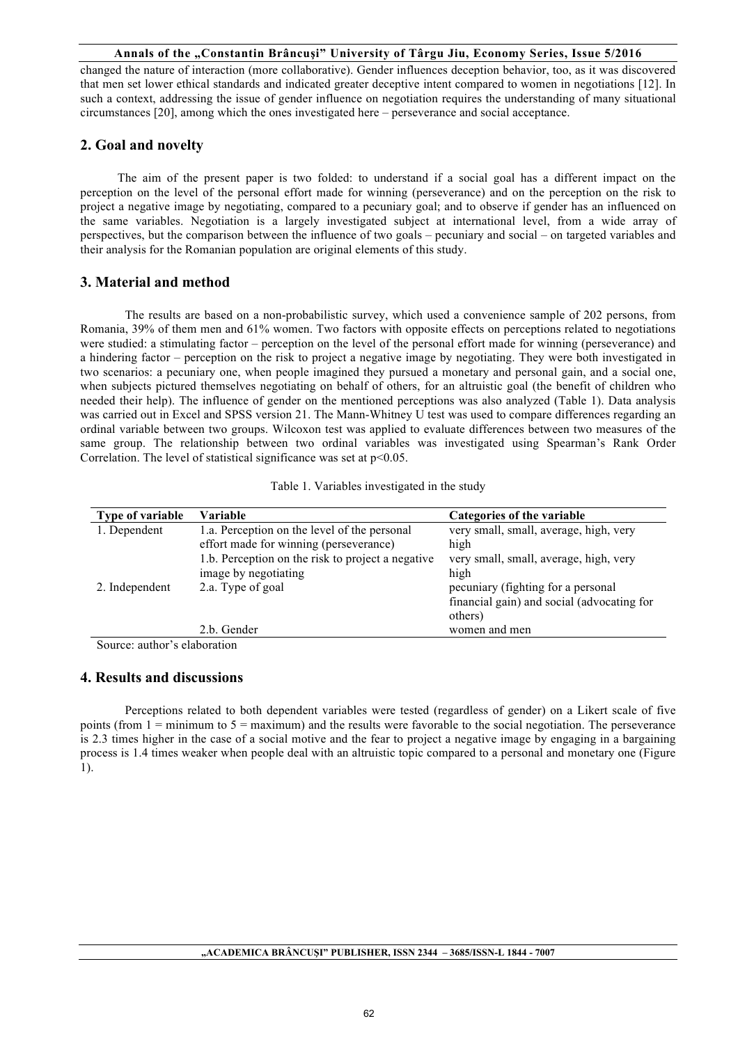changed the nature of interaction (more collaborative). Gender influences deception behavior, too, as it was discovered that men set lower ethical standards and indicated greater deceptive intent compared to women in negotiations [12]. In such a context, addressing the issue of gender influence on negotiation requires the understanding of many situational circumstances [20], among which the ones investigated here – perseverance and social acceptance.

## 2. Goal and novelty

The aim of the present paper is two folded: to understand if a social goal has a different impact on the perception on the level of the personal effort made for winning (perseverance) and on the perception on the risk to project a negative image by negotiating, compared to a pecuniary goal; and to observe if gender has an influenced on the same variables. Negotiation is a largely investigated subject at international level, from a wide array of perspectives, but the comparison between the influence of two goals – pecuniary and social – on targeted variables and their analysis for the Romanian population are original elements of this study.

## 3. Material and method

The results are based on a non-probabilistic survey, which used a convenience sample of 202 persons, from Romania, 39% of them men and 61% women. Two factors with opposite effects on perceptions related to negotiations were studied: a stimulating factor – perception on the level of the personal effort made for winning (perseverance) and a hindering factor – perception on the risk to project a negative image by negotiating. They were both investigated in two scenarios: a pecuniary one, when people imagined they pursued a monetary and personal gain, and a social one, when subjects pictured themselves negotiating on behalf of others, for an altruistic goal (the benefit of children who needed their help). The influence of gender on the mentioned perceptions was also analyzed (Table 1). Data analysis was carried out in Excel and SPSS version 21. The Mann-Whitney U test was used to compare differences regarding an ordinal variable between two groups. Wilcoxon test was applied to evaluate differences between two measures of the same group. The relationship between two ordinal variables was investigated using Spearman's Rank Order Correlation. The level of statistical significance was set at $p<0.05$.

Table 1. Variables investigated in the study

| Type of variable | Variable | Categories of the variable |
|---|---|---|
| 1. Dependent | 1.a. Perception on the level of the personal effort made for winning (perseverance) | very small, small, average, high, very high |
| | 1.b. Perception on the risk to project a negative image by negotiating | very small, small, average, high, very high |
| 2. Independent | 2.a. Type of goal | pecuniary (fighting for a personal financial gain) and social (advocating for others) |
| | 2.b. Gender | women and men |

Source: author's elaboration

## 4. Results and discussions

Perceptions related to both dependent variables were tested (regardless of gender) on a Likert scale of five points (from 1 = minimum to 5 = maximum) and the results were favorable to the social negotiation. The perseverance is 2.3 times higher in the case of a social motive and the fear to project a negative image by engaging in a bargaining process is 1.4 times weaker when people deal with an altruistic topic compared to a personal and monetary one (Figure 1).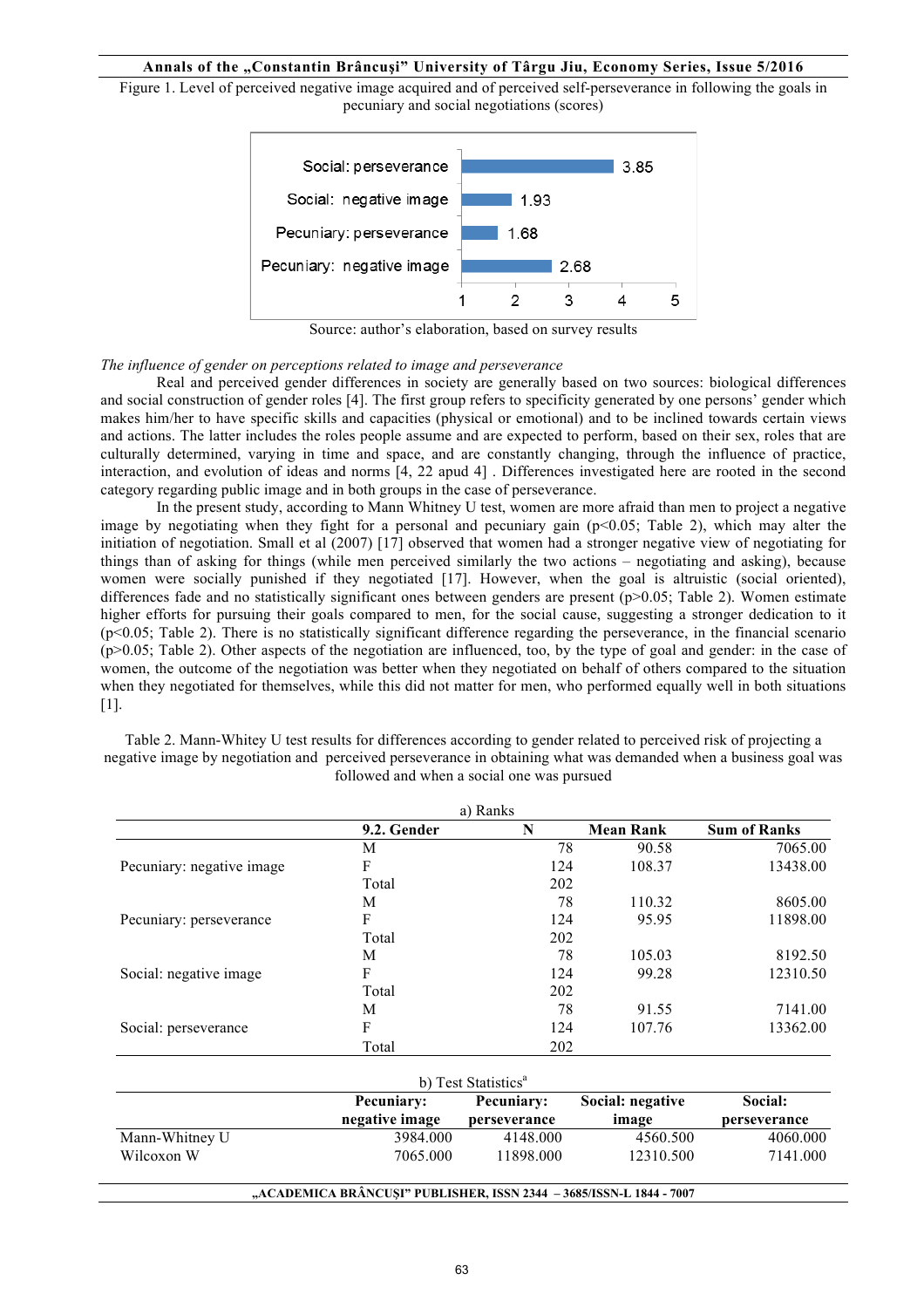Figure 1. Level of perceived negative image acquired and of perceived self-perseverance in following the goals in pecuniary and social negotiations (scores)

| | Score |
|---|---|
| Social: perseverance | 3.85 |
| Social: negative image | 1.93 |
| Pecuniary: perseverance | 1.68 |
| Pecuniary: negative image | 2.68 |

Source: author's elaboration, based on survey results

*The influence of gender on perceptions related to image and perseverance*

Real and perceived gender differences in society are generally based on two sources: biological differences and social construction of gender roles [4]. The first group refers to specificity generated by one persons' gender which makes him/her to have specific skills and capacities (physical or emotional) and to be inclined towards certain views and actions. The latter includes the roles people assume and are expected to perform, based on their sex, roles that are culturally determined, varying in time and space, and are constantly changing, through the influence of practice, interaction, and evolution of ideas and norms [4, 22 apud 4] . Differences investigated here are rooted in the second category regarding public image and in both groups in the case of perseverance.

In the present study, according to Mann Whitney U test, women are more afraid than men to project a negative image by negotiating when they fight for a personal and pecuniary gain ($p<0.05$; Table 2), which may alter the initiation of negotiation. Small et al (2007) [17] observed that women had a stronger negative view of negotiating for things than of asking for things (while men perceived similarly the two actions – negotiating and asking), because women were socially punished if they negotiated [17]. However, when the goal is altruistic (social oriented), differences fade and no statistically significant ones between genders are present ($p>0.05$; Table 2). Women estimate higher efforts for pursuing their goals compared to men, for the social cause, suggesting a stronger dedication to it ($p<0.05$; Table 2). There is no statistically significant difference regarding the perseverance, in the financial scenario ($p>0.05$; Table 2). Other aspects of the negotiation are influenced, too, by the type of goal and gender: in the case of women, the outcome of the negotiation was better when they negotiated on behalf of others compared to the situation when they negotiated for themselves, while this did not matter for men, who performed equally well in both situations [1].

Table 2. Mann-Whitey U test results for differences according to gender related to perceived risk of projecting a negative image by negotiation and perceived perseverance in obtaining what was demanded when a business goal was followed and when a social one was pursued

a) Ranks

| | 9.2. Gender | N | Mean Rank | Sum of Ranks |
|---|---|---|---|---|
| Pecuniary: negative image | M | 78 | 90.58 | 7065.00 |
| | F | 124 | 108.37 | 13438.00 |
| | Total | 202 | | |
| Pecuniary: perseverance | M | 78 | 110.32 | 8605.00 |
| | F | 124 | 95.95 | 11898.00 |
| | Total | 202 | | |
| Social: negative image | M | 78 | 105.03 | 8192.50 |
| | F | 124 | 99.28 | 12310.50 |
| | Total | 202 | | |
| Social: perseverance | M | 78 | 91.55 | 7141.00 |
| | F | 124 | 107.76 | 13362.00 |
| | Total | 202 | | |

b) Test Statistics[a]

| | Pecuniary: negative image | Pecuniary: perseverance | Social: negative image | Social: perseverance |
|---|---|---|---|---|
| Mann-Whitney U | 3984.000 | 4148.000 | 4560.500 | 4060.000 |
| Wilcoxon W | 7065.000 | 11898.000 | 12310.500 | 7141.000 |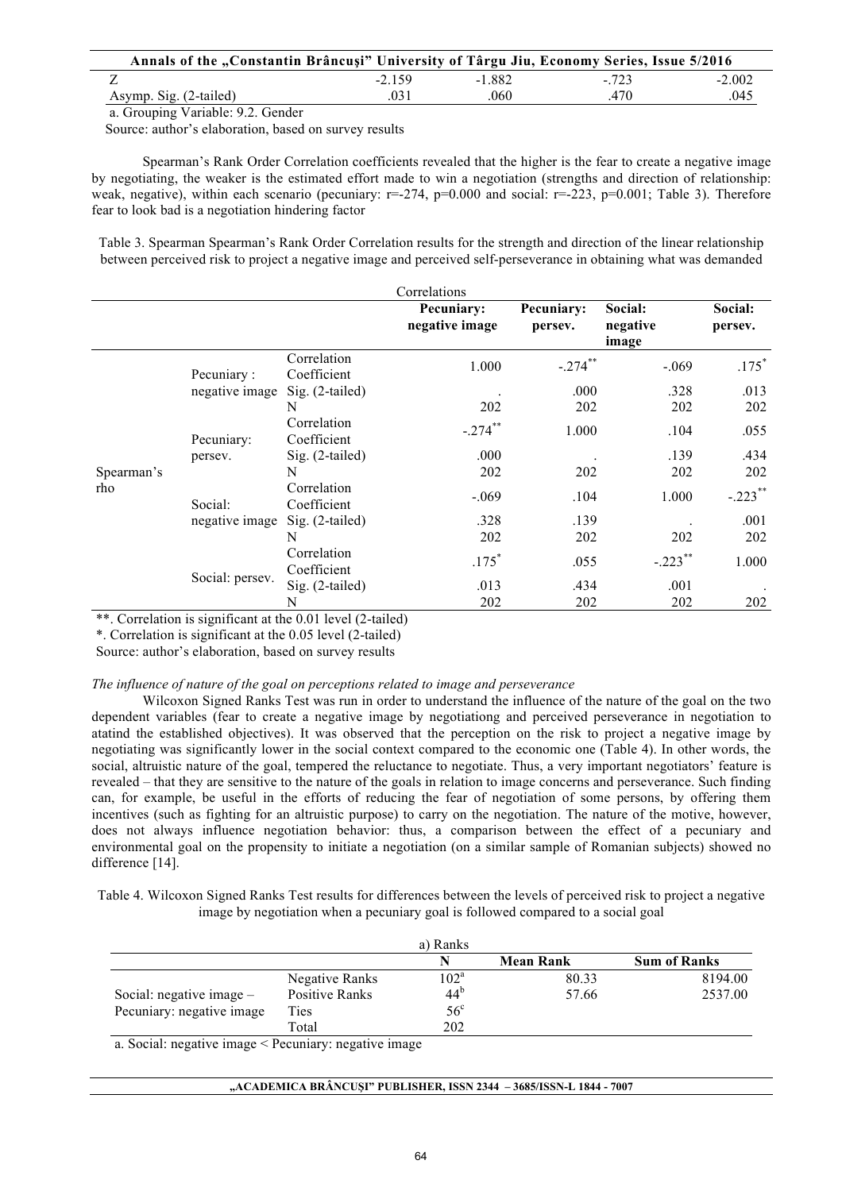| Z | -2.159 | -1.882 | -.723 | -2.002 |
|---|---|---|---|---|
| Asymp. Sig. (2-tailed) | .031 | .060 | .470 | .045 |

a. Grouping Variable: 9.2. Gender

Source: author's elaboration, based on survey results

Spearman's Rank Order Correlation coefficients revealed that the higher is the fear to create a negative image by negotiating, the weaker is the estimated effort made to win a negotiation (strengths and direction of relationship: weak, negative), within each scenario (pecuniary: r=-274, p=0.000 and social: r=-223, p=0.001; Table 3). Therefore fear to look bad is a negotiation hindering factor

Table 3. Spearman Spearman's Rank Order Correlation results for the strength and direction of the linear relationship between perceived risk to project a negative image and perceived self-perseverance in obtaining what was demanded

| Correlations | | | | | | |
|---|---|---|---|---|---|---|
| | | | Pecuniary: negative image | Pecuniary: persev. | Social: negative image | Social: persev. |
| Spearman's rho | Pecuniary : negative image | Correlation Coefficient | 1.000 | -.274** | -.069 | .175* |
| | | Sig. (2-tailed) | . | .000 | .328 | .013 |
| | | N | 202 | 202 | 202 | 202 |
| | Pecuniary: persev. | Correlation Coefficient | -.274** | 1.000 | .104 | .055 |
| | | Sig. (2-tailed) | .000 | . | .139 | .434 |
| | | N | 202 | 202 | 202 | 202 |
| | Social: negative image | Correlation Coefficient | -.069 | .104 | 1.000 | -.223** |
| | | Sig. (2-tailed) | .328 | .139 | . | .001 |
| | | N | 202 | 202 | 202 | 202 |
| | Social: persev. | Correlation Coefficient | .175* | .055 | -.223** | 1.000 |
| | | Sig. (2-tailed) | .013 | .434 | .001 | . |
| | | N | 202 | 202 | 202 | 202 |

**. Correlation is significant at the 0.01 level (2-tailed)

*. Correlation is significant at the 0.05 level (2-tailed)

Source: author's elaboration, based on survey results

*The influence of nature of the goal on perceptions related to image and perseverance*

Wilcoxon Signed Ranks Test was run in order to understand the influence of the nature of the goal on the two dependent variables (fear to create a negative image by negotiationg and perceived perseverance in negotiation to atatind the established objectives). It was observed that the perception on the risk to project a negative image by negotiating was significantly lower in the social context compared to the economic one (Table 4). In other words, the social, altruistic nature of the goal, tempered the reluctance to negotiate. Thus, a very important negotiators' feature is revealed – that they are sensitive to the nature of the goals in relation to image concerns and perseverance. Such finding can, for example, be useful in the efforts of reducing the fear of negotiation of some persons, by offering them incentives (such as fighting for an altruistic purpose) to carry on the negotiation. The nature of the motive, however, does not always influence negotiation behavior: thus, a comparison between the effect of a pecuniary and environmental goal on the propensity to initiate a negotiation (on a similar sample of Romanian subjects) showed no difference [14].

Table 4. Wilcoxon Signed Ranks Test results for differences between the levels of perceived risk to project a negative image by negotiation when a pecuniary goal is followed compared to a social goal

| a) Ranks | | | | |
|---|---|---|---|---|
| | | N | Mean Rank | Sum of Ranks |
| Social: negative image – Pecuniary: negative image | Negative Ranks | 102[a] | 80.33 | 8194.00 |
| | Positive Ranks | 44[b] | 57.66 | 2537.00 |
| | Ties | 56[c] | | |
| | Total | 202 | | |

a. Social: negative image < Pecuniary: negative image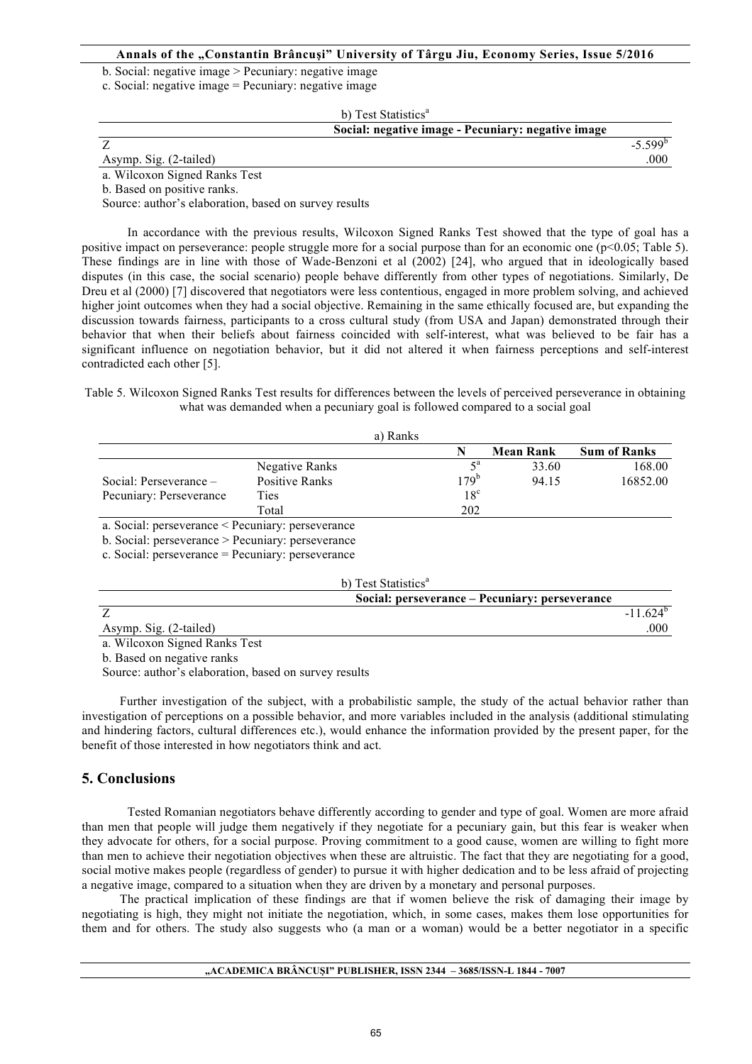b. Social: negative image > Pecuniary: negative image

c. Social: negative image = Pecuniary: negative image

b) Test Statistics[a]

| | Social: negative image - Pecuniary: negative image |
|---|---|
| Z | -5.599[b] |
| Asymp. Sig. (2-tailed) | .000 |

a. Wilcoxon Signed Ranks Test

b. Based on positive ranks.

Source: author's elaboration, based on survey results

In accordance with the previous results, Wilcoxon Signed Ranks Test showed that the type of goal has a positive impact on perseverance: people struggle more for a social purpose than for an economic one ($p<0.05$; Table 5). These findings are in line with those of Wade-Benzoni et al (2002) [24], who argued that in ideologically based disputes (in this case, the social scenario) people behave differently from other types of negotiations. Similarly, De Dreu et al (2000) [7] discovered that negotiators were less contentious, engaged in more problem solving, and achieved higher joint outcomes when they had a social objective. Remaining in the same ethically focused are, but expanding the discussion towards fairness, participants to a cross cultural study (from USA and Japan) demonstrated through their behavior that when their beliefs about fairness coincided with self-interest, what was believed to be fair has a significant influence on negotiation behavior, but it did not altered it when fairness perceptions and self-interest contradicted each other [5].

Table 5. Wilcoxon Signed Ranks Test results for differences between the levels of perceived perseverance in obtaining what was demanded when a pecuniary goal is followed compared to a social goal

a) Ranks

| | | N | Mean Rank | Sum of Ranks |
|---|---|---|---|---|
| Social: Perseverance – Pecuniary: Perseverance | Negative Ranks | 5[a] | 33.60 | 168.00 |
| | Positive Ranks | 179[b] | 94.15 | 16852.00 |
| | Ties | 18[c] | | |
| | Total | 202 | | |

a. Social: perseverance < Pecuniary: perseverance

b. Social: perseverance > Pecuniary: perseverance

c. Social: perseverance = Pecuniary: perseverance

b) Test Statistics[a]

| | Social: perseverance – Pecuniary: perseverance |
|---|---|
| Z | -11.624[b] |
| Asymp. Sig. (2-tailed) | .000 |

a. Wilcoxon Signed Ranks Test

b. Based on negative ranks

Source: author's elaboration, based on survey results

Further investigation of the subject, with a probabilistic sample, the study of the actual behavior rather than investigation of perceptions on a possible behavior, and more variables included in the analysis (additional stimulating and hindering factors, cultural differences etc.), would enhance the information provided by the present paper, for the benefit of those interested in how negotiators think and act.

## 5. Conclusions

Tested Romanian negotiators behave differently according to gender and type of goal. Women are more afraid than men that people will judge them negatively if they negotiate for a pecuniary gain, but this fear is weaker when they advocate for others, for a social purpose. Proving commitment to a good cause, women are willing to fight more than men to achieve their negotiation objectives when these are altruistic. The fact that they are negotiating for a good, social motive makes people (regardless of gender) to pursue it with higher dedication and to be less afraid of projecting a negative image, compared to a situation when they are driven by a monetary and personal purposes.

The practical implication of these findings are that if women believe the risk of damaging their image by negotiating is high, they might not initiate the negotiation, which, in some cases, makes them lose opportunities for them and for others. The study also suggests who (a man or a woman) would be a better negotiator in a specific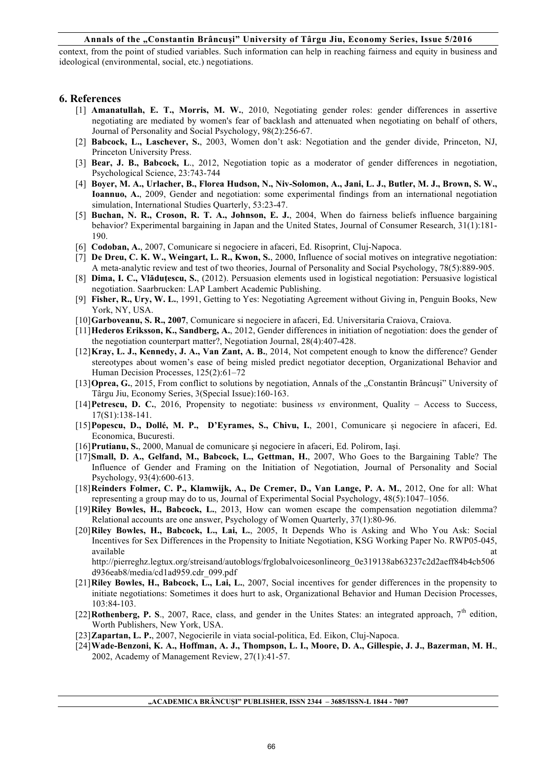context, from the point of studied variables. Such information can help in reaching fairness and equity in business and ideological (environmental, social, etc.) negotiations.

## 6. References

[1] **Amanatullah, E. T., Morris, M. W.**, 2010, Negotiating gender roles: gender differences in assertive negotiating are mediated by women's fear of backlash and attenuated when negotiating on behalf of others, Journal of Personality and Social Psychology, 98(2):256-67.

[2] **Babcock, L., Laschever, S.**, 2003, Women don't ask: Negotiation and the gender divide, Princeton, NJ, Princeton University Press.

[3] **Bear, J. B., Babcock, L**., 2012, Negotiation topic as a moderator of gender differences in negotiation, Psychological Science, 23:743-744

[4] **Boyer, M. A., Urlacher, B., Florea Hudson, N., Niv-Solomon, A., Jani, L. J., Butler, M. J., Brown, S. W., Ioannuo, A.**, 2009, Gender and negotiation: some experimental findings from an international negotiation simulation, International Studies Quarterly, 53:23-47.

[5] **Buchan, N. R., Croson, R. T. A., Johnson, E. J.**, 2004, When do fairness beliefs influence bargaining behavior? Experimental bargaining in Japan and the United States, Journal of Consumer Research, 31(1):181-190.

[6] **Codoban, A.**, 2007, Comunicare si negociere in afaceri, Ed. Risoprint, Cluj-Napoca.

[7] **De Dreu, C. K. W., Weingart, L. R., Kwon, S.**, 2000, Influence of social motives on integrative negotiation: A meta-analytic review and test of two theories, Journal of Personality and Social Psychology, 78(5):889-905.

[8] **Dima, I. C., Vlăduțescu, S.**, (2012). Persuasion elements used in logistical negotiation: Persuasive logistical negotiation. Saarbrucken: LAP Lambert Academic Publishing.

[9] **Fisher, R., Ury, W. L.**, 1991, Getting to Yes: Negotiating Agreement without Giving in, Penguin Books, New York, NY, USA.

[10] **Garboveanu, S. R., 2007**, Comunicare si negociere in afaceri, Ed. Universitaria Craiova, Craiova.

[11] **Hederos Eriksson, K., Sandberg, A.**, 2012, Gender differences in initiation of negotiation: does the gender of the negotiation counterpart matter?, Negotiation Journal, 28(4):407-428.

[12] **Kray, L. J., Kennedy, J. A., Van Zant, A. B.**, 2014, Not competent enough to know the difference? Gender stereotypes about women's ease of being misled predict negotiator deception, Organizational Behavior and Human Decision Processes, 125(2):61–72

[13] **Oprea, G.**, 2015, From conflict to solutions by negotiation, Annals of the „Constantin Brâncuşi" University of Târgu Jiu, Economy Series, 3(Special Issue):160-163.

[14] **Petrescu, D. C.**, 2016, Propensity to negotiate: business *vs* environment, Quality – Access to Success, 17(S1):138-141.

[15] **Popescu, D., Dollé, M. P., D'Eyrames, S., Chivu, I.**, 2001, Comunicare și negociere în afaceri, Ed. Economica, Bucuresti.

[16] **Prutianu, S.**, 2000, Manual de comunicare şi negociere în afaceri, Ed. Polirom, Iaşi.

[17] **Small, D. A., Gelfand, M., Babcock, L., Gettman, H.**, 2007, Who Goes to the Bargaining Table? The Influence of Gender and Framing on the Initiation of Negotiation, Journal of Personality and Social Psychology, 93(4):600-613.

[18] **Reinders Folmer, C. P., Klamwijk, A., De Cremer, D., Van Lange, P. A. M.**, 2012, One for all: What representing a group may do to us, Journal of Experimental Social Psychology, 48(5):1047–1056.

[19] **Riley Bowles, H., Babcock, L.**, 2013, How can women escape the compensation negotiation dilemma? Relational accounts are one answer, Psychology of Women Quarterly, 37(1):80-96.

[20] **Riley Bowles, H., Babcock, L., Lai, L.**, 2005, It Depends Who is Asking and Who You Ask: Social Incentives for Sex Differences in the Propensity to Initiate Negotiation, KSG Working Paper No. RWP05-045, available at http://pierreghz.legtux.org/streisand/autoblogs/frglobalvoicesonlineorg_0e319138ab63237c2d2aeff84b4cb506d936eab8/media/cd1ad959.cdr_099.pdf

[21] **Riley Bowles, H., Babcock, L., Lai, L.**, 2007, Social incentives for gender differences in the propensity to initiate negotiations: Sometimes it does hurt to ask, Organizational Behavior and Human Decision Processes, 103:84-103.

[22] **Rothenberg, P. S**., 2007, Race, class, and gender in the Unites States: an integrated approach, 7th edition, Worth Publishers, New York, USA.

[23] **Zapartan, L. P.**, 2007, Negocierile in viata social-politica, Ed. Eikon, Cluj-Napoca.

[24] **Wade-Benzoni, K. A., Hoffman, A. J., Thompson, L. I., Moore, D. A., Gillespie, J. J., Bazerman, M. H.**, 2002, Academy of Management Review, 27(1):41-57.